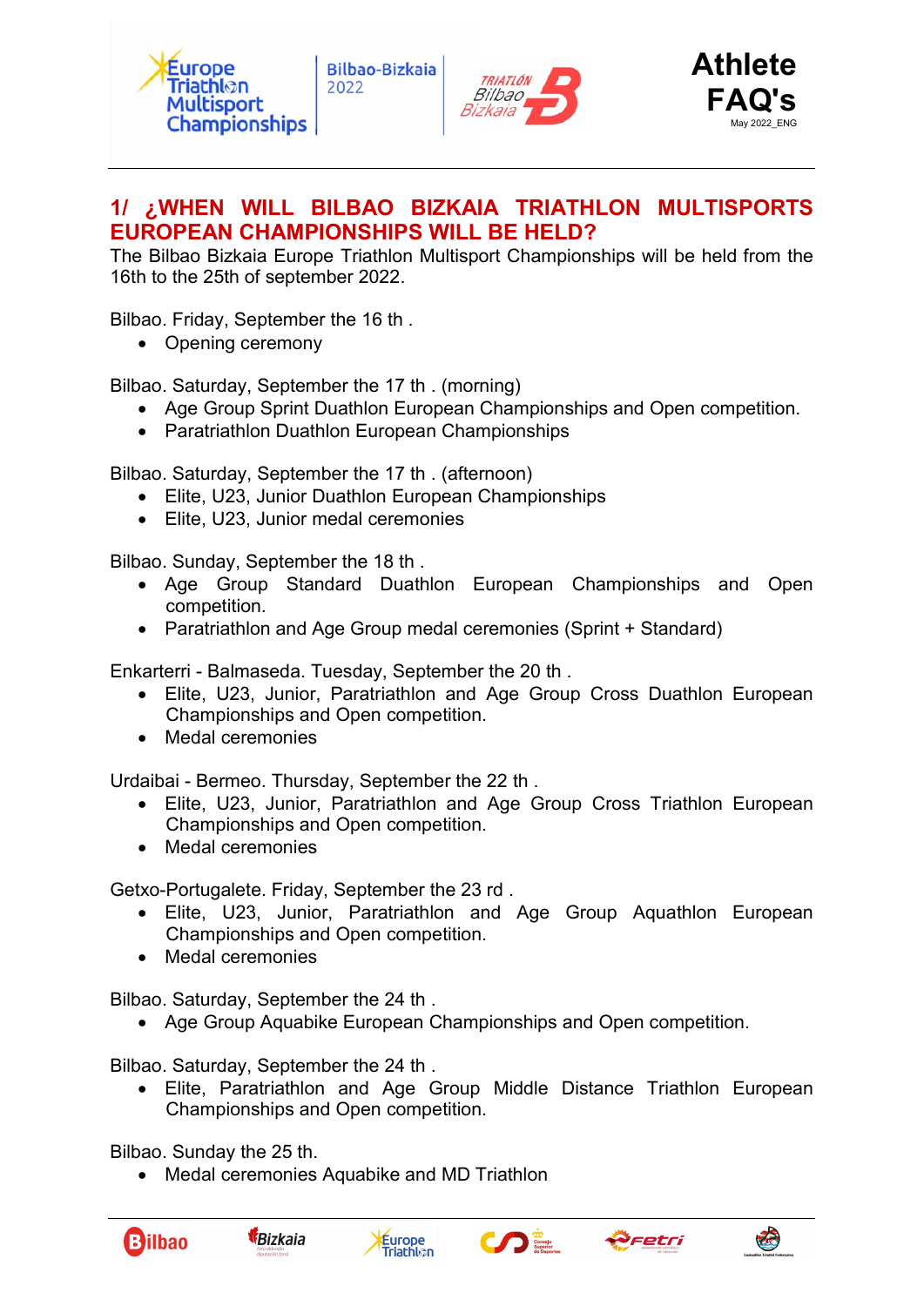# Athlete FAQ's

May 2022_ENG

## 1/ ¿WHEN WILL BILBAO BIZKAIA TRIATHLON MULTISPORTS EUROPEAN CHAMPIONSHIPS WILL BE HELD?

The Bilbao Bizkaia Europe Triathlon Multisport Championships will be held from the 16th to the 25th of september 2022.

Bilbao. Friday, September the 16 th .

- Opening ceremony

Bilbao. Saturday, September the 17 th . (morning)

- Age Group Sprint Duathlon European Championships and Open competition.
- Paratriathlon Duathlon European Championships

Bilbao. Saturday, September the 17 th . (afternoon)

- Elite, U23, Junior Duathlon European Championships
- Elite, U23, Junior medal ceremonies

Bilbao. Sunday, September the 18 th .

- Age Group Standard Duathlon European Championships and Open competition.
- Paratriathlon and Age Group medal ceremonies (Sprint + Standard)

Enkarterri - Balmaseda. Tuesday, September the 20 th .

- Elite, U23, Junior, Paratriathlon and Age Group Cross Duathlon European Championships and Open competition.
- Medal ceremonies

Urdaibai - Bermeo. Thursday, September the 22 th .

- Elite, U23, Junior, Paratriathlon and Age Group Cross Triathlon European Championships and Open competition.
- Medal ceremonies

Getxo-Portugalete. Friday, September the 23 rd .

- Elite, U23, Junior, Paratriathlon and Age Group Aquathlon European Championships and Open competition.
- Medal ceremonies

Bilbao. Saturday, September the 24 th .

- Age Group Aquabike European Championships and Open competition.

Bilbao. Saturday, September the 24 th .

- Elite, Paratriathlon and Age Group Middle Distance Triathlon European Championships and Open competition.

Bilbao. Sunday the 25 th.

- Medal ceremonies Aquabike and MD Triathlon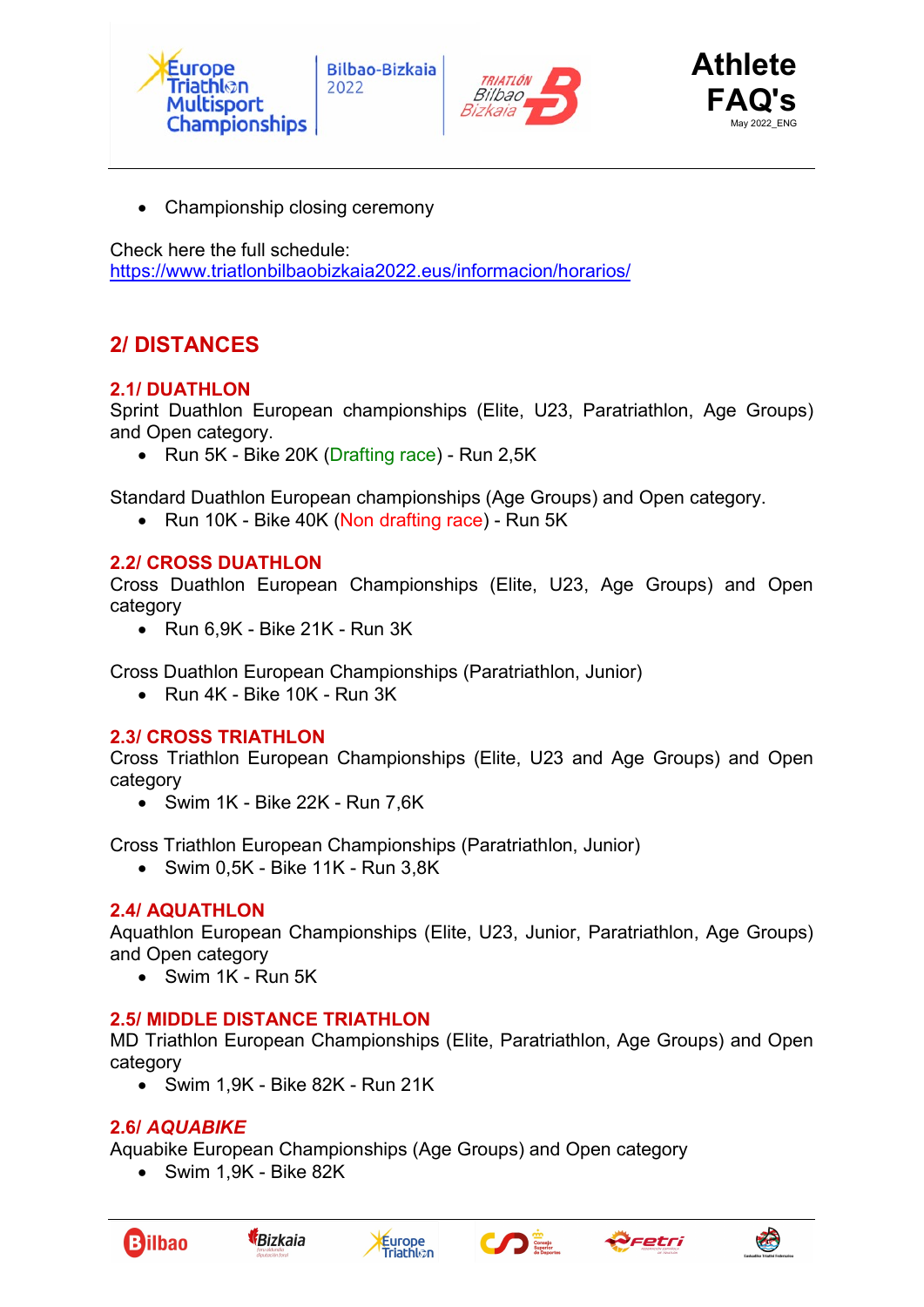- Championship closing ceremony

Check here the full schedule:
https://www.triatlonbilbaobizkaia2022.eus/informacion/horarios/

## 2/ DISTANCES

### 2.1/ DUATHLON

Sprint Duathlon European championships (Elite, U23, Paratriathlon, Age Groups) and Open category.

- Run 5K - Bike 20K (Drafting race) - Run 2,5K

Standard Duathlon European championships (Age Groups) and Open category.

- Run 10K - Bike 40K (Non drafting race) - Run 5K

### 2.2/ CROSS DUATHLON

Cross Duathlon European Championships (Elite, U23, Age Groups) and Open category

- Run 6,9K - Bike 21K - Run 3K

Cross Duathlon European Championships (Paratriathlon, Junior)

- Run 4K - Bike 10K - Run 3K

### 2.3/ CROSS TRIATHLON

Cross Triathlon European Championships (Elite, U23 and Age Groups) and Open category

- Swim 1K - Bike 22K - Run 7,6K

Cross Triathlon European Championships (Paratriathlon, Junior)

- Swim 0,5K - Bike 11K - Run 3,8K

### 2.4/ AQUATHLON

Aquathlon European Championships (Elite, U23, Junior, Paratriathlon, Age Groups) and Open category

- Swim 1K - Run 5K

### 2.5/ MIDDLE DISTANCE TRIATHLON

MD Triathlon European Championships (Elite, Paratriathlon, Age Groups) and Open category

- Swim 1,9K - Bike 82K - Run 21K

### 2.6/ *AQUABIKE*

Aquabike European Championships (Age Groups) and Open category

- Swim 1,9K - Bike 82K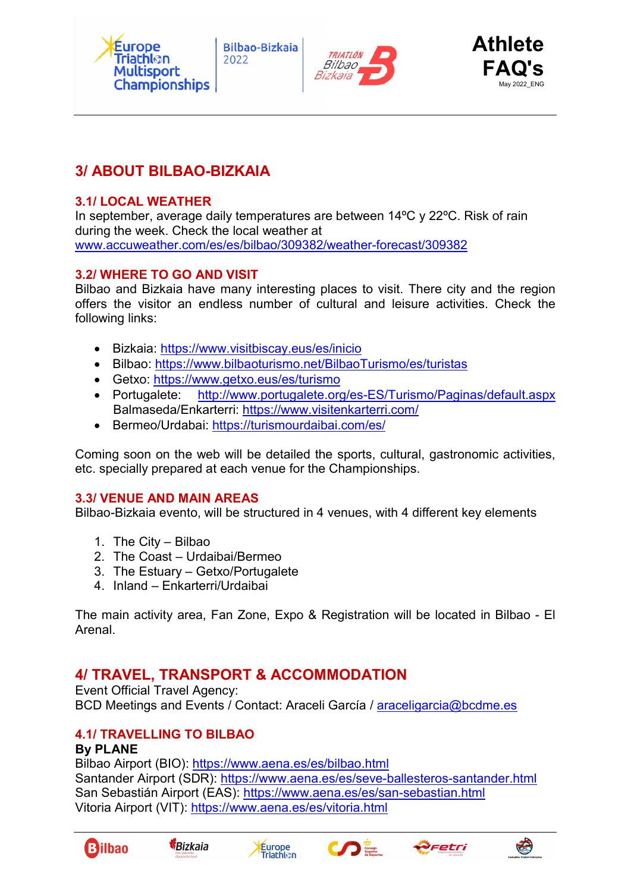## 3/ ABOUT BILBAO-BIZKAIA

### 3.1/ LOCAL WEATHER

In september, average daily temperatures are between 14ºC y 22ºC. Risk of rain during the week. Check the local weather at www.accuweather.com/es/es/bilbao/309382/weather-forecast/309382

### 3.2/ WHERE TO GO AND VISIT

Bilbao and Bizkaia have many interesting places to visit. There city and the region offers the visitor an endless number of cultural and leisure activities. Check the following links:

- Bizkaia: https://www.visitbiscay.eus/es/inicio
- Bilbao: https://www.bilbaoturismo.net/BilbaoTurismo/es/turistas
- Getxo: https://www.getxo.eus/es/turismo
- Portugalete: http://www.portugalete.org/es-ES/Turismo/Paginas/default.aspx
  Balmaseda/Enkarterri: https://www.visitenkarterri.com/
- Bermeo/Urdabai: https://turismourdaibai.com/es/

Coming soon on the web will be detailed the sports, cultural, gastronomic activities, etc. specially prepared at each venue for the Championships.

### 3.3/ VENUE AND MAIN AREAS

Bilbao-Bizkaia evento, will be structured in 4 venues, with 4 different key elements

1. The City – Bilbao
2. The Coast – Urdaibai/Bermeo
3. The Estuary – Getxo/Portugalete
4. Inland – Enkarterri/Urdaibai

The main activity area, Fan Zone, Expo & Registration will be located in Bilbao - El Arenal.

## 4/ TRAVEL, TRANSPORT & ACCOMMODATION

Event Official Travel Agency:
BCD Meetings and Events / Contact: Araceli García / araceligarcia@bcdme.es

### 4.1/ TRAVELLING TO BILBAO

**By PLANE**

Bilbao Airport (BIO): https://www.aena.es/es/bilbao.html
Santander Airport (SDR): https://www.aena.es/es/seve-ballesteros-santander.html
San Sebastián Airport (EAS): https://www.aena.es/es/san-sebastian.html
Vitoria Airport (VIT): https://www.aena.es/es/vitoria.html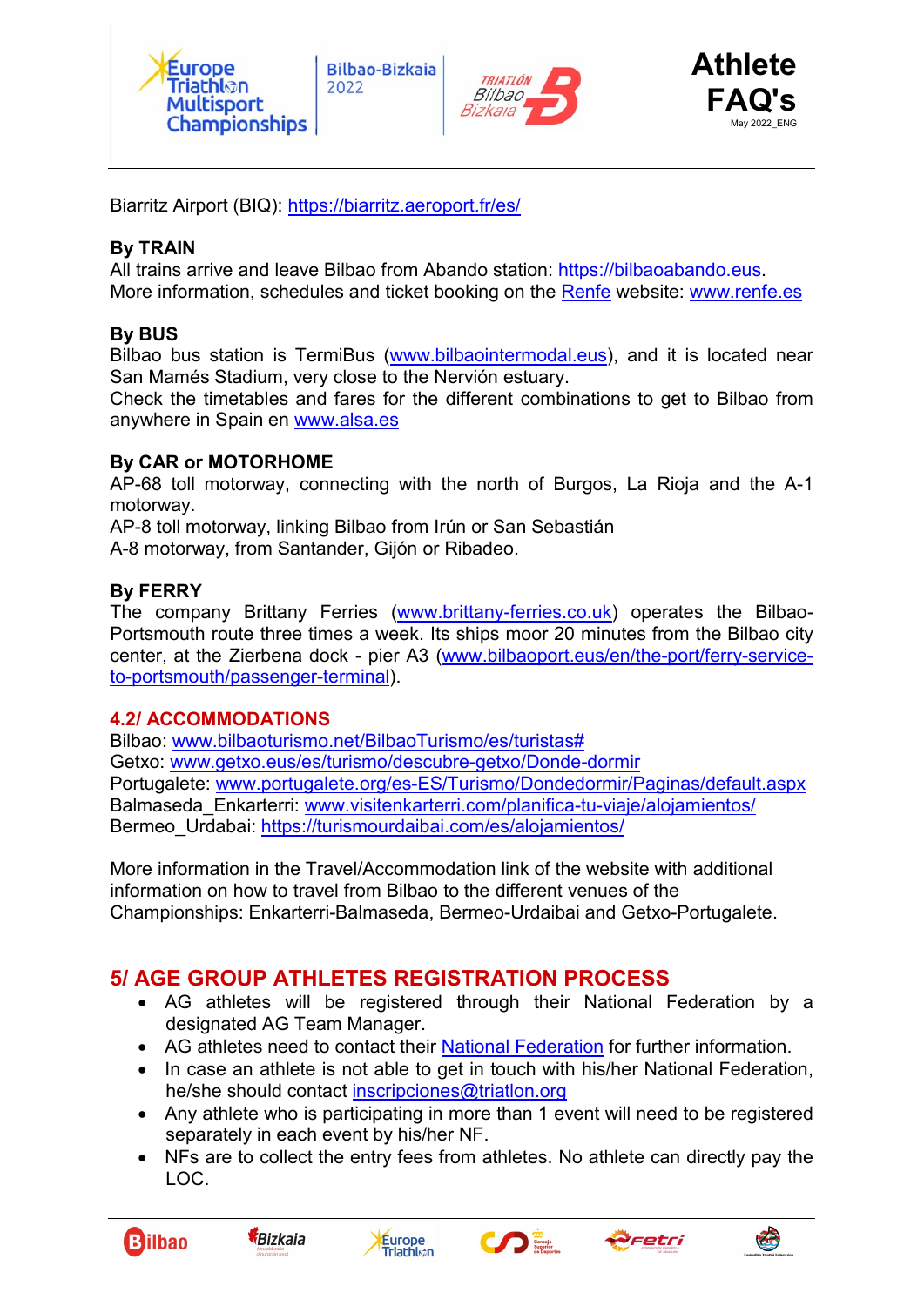Biarritz Airport (BIQ): https://biarritz.aeroport.fr/es/

**By TRAIN**
All trains arrive and leave Bilbao from Abando station: https://bilbaoabando.eus.
More information, schedules and ticket booking on the Renfe website: www.renfe.es

**By BUS**
Bilbao bus station is TermiBus (www.bilbaointermodal.eus), and it is located near San Mamés Stadium, very close to the Nervión estuary.
Check the timetables and fares for the different combinations to get to Bilbao from anywhere in Spain en www.alsa.es

**By CAR or MOTORHOME**
AP-68 toll motorway, connecting with the north of Burgos, La Rioja and the A-1 motorway.
AP-8 toll motorway, linking Bilbao from Irún or San Sebastián
A-8 motorway, from Santander, Gijón or Ribadeo.

**By FERRY**
The company Brittany Ferries (www.brittany-ferries.co.uk) operates the Bilbao-Portsmouth route three times a week. Its ships moor 20 minutes from the Bilbao city center, at the Zierbena dock - pier A3 (www.bilbaoport.eus/en/the-port/ferry-service-to-portsmouth/passenger-terminal).

### 4.2/ ACCOMMODATIONS

Bilbao: www.bilbaoturismo.net/BilbaoTurismo/es/turistas#
Getxo: www.getxo.eus/es/turismo/descubre-getxo/Donde-dormir
Portugalete: www.portugalete.org/es-ES/Turismo/Dondedormir/Paginas/default.aspx
Balmaseda_Enkarterri: www.visitenkarterri.com/planifica-tu-viaje/alojamientos/
Bermeo_Urdabai: https://turismourdaibai.com/es/alojamientos/

More information in the Travel/Accommodation link of the website with additional information on how to travel from Bilbao to the different venues of the Championships: Enkarterri-Balmaseda, Bermeo-Urdaibai and Getxo-Portugalete.

## 5/ AGE GROUP ATHLETES REGISTRATION PROCESS

- AG athletes will be registered through their National Federation by a designated AG Team Manager.
- AG athletes need to contact their National Federation for further information.
- In case an athlete is not able to get in touch with his/her National Federation, he/she should contact inscripciones@triatlon.org
- Any athlete who is participating in more than 1 event will need to be registered separately in each event by his/her NF.
- NFs are to collect the entry fees from athletes. No athlete can directly pay the LOC.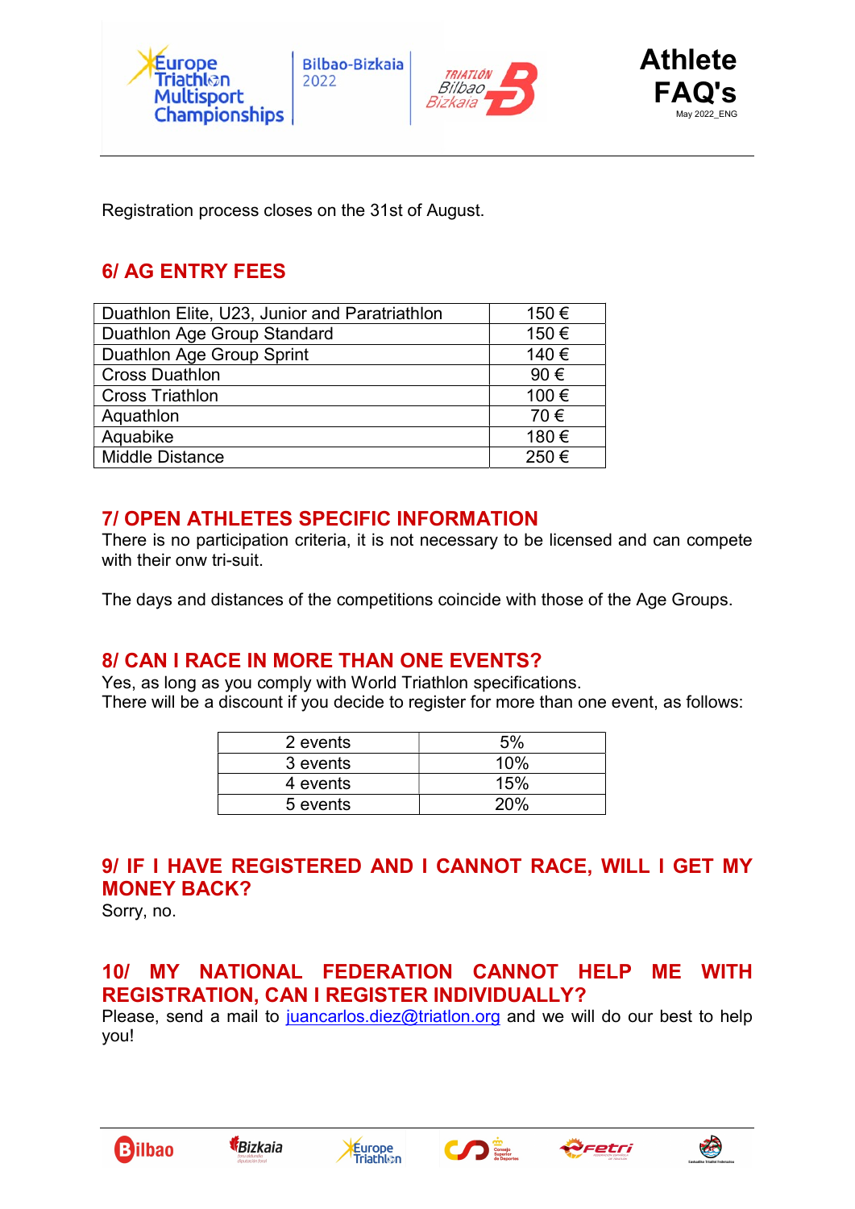Registration process closes on the 31st of August.

## 6/ AG ENTRY FEES

| | |
|---|---|
| Duathlon Elite, U23, Junior and Paratriathlon | 150 € |
| Duathlon Age Group Standard | 150 € |
| Duathlon Age Group Sprint | 140 € |
| Cross Duathlon | 90 € |
| Cross Triathlon | 100 € |
| Aquathlon | 70 € |
| Aquabike | 180 € |
| Middle Distance | 250 € |

## 7/ OPEN ATHLETES SPECIFIC INFORMATION

There is no participation criteria, it is not necessary to be licensed and can compete with their onw tri-suit.

The days and distances of the competitions coincide with those of the Age Groups.

## 8/ CAN I RACE IN MORE THAN ONE EVENTS?

Yes, as long as you comply with World Triathlon specifications.
There will be a discount if you decide to register for more than one event, as follows:

| | |
|---|---|
| 2 events | 5% |
| 3 events | 10% |
| 4 events | 15% |
| 5 events | 20% |

## 9/ IF I HAVE REGISTERED AND I CANNOT RACE, WILL I GET MY MONEY BACK?

Sorry, no.

## 10/ MY NATIONAL FEDERATION CANNOT HELP ME WITH REGISTRATION, CAN I REGISTER INDIVIDUALLY?

Please, send a mail to juancarlos.diez@triatlon.org and we will do our best to help you!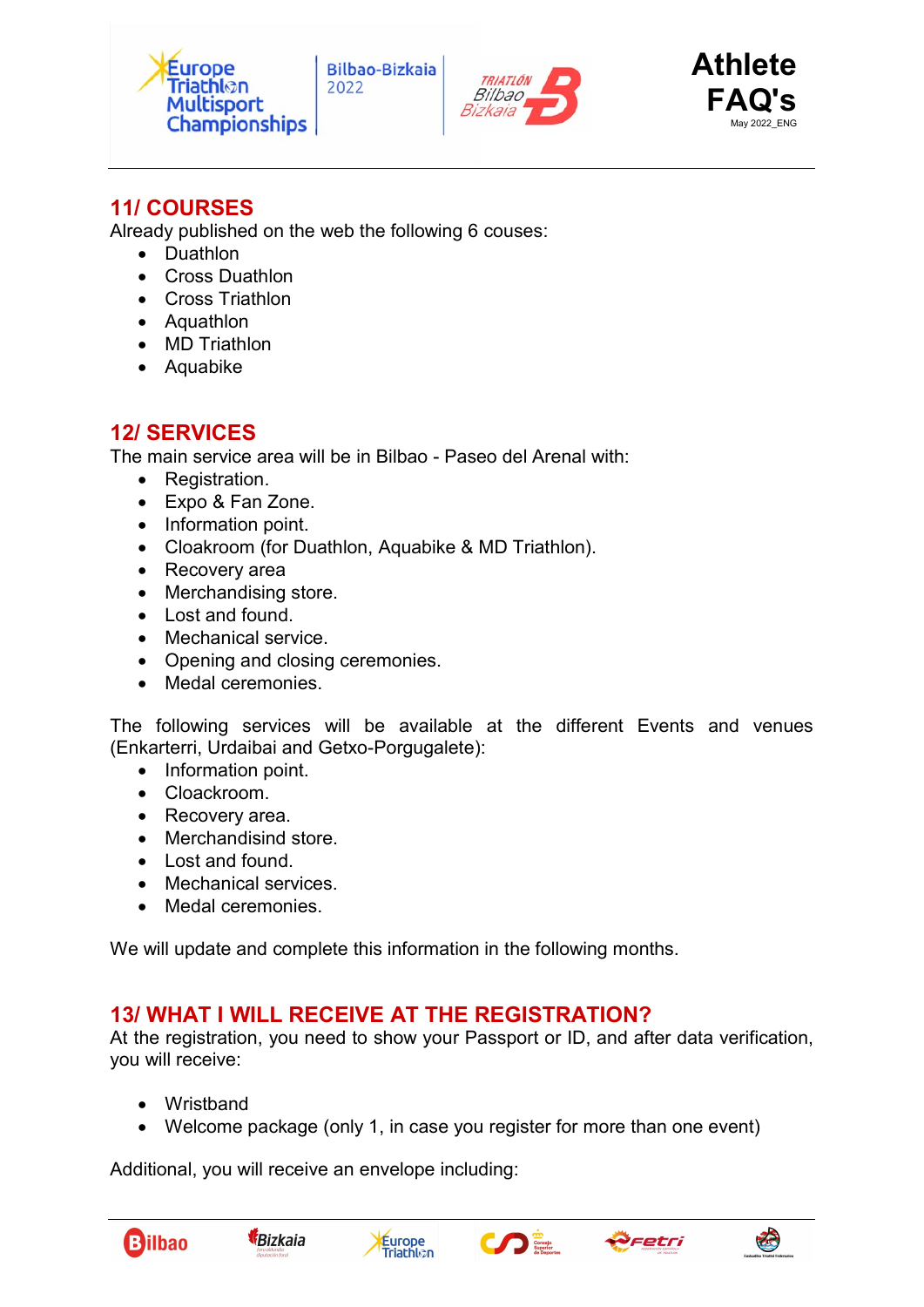## 11/ COURSES

Already published on the web the following 6 couses:

- Duathlon
- Cross Duathlon
- Cross Triathlon
- Aquathlon
- MD Triathlon
- Aquabike

## 12/ SERVICES

The main service area will be in Bilbao - Paseo del Arenal with:

- Registration.
- Expo & Fan Zone.
- Information point.
- Cloakroom (for Duathlon, Aquabike & MD Triathlon).
- Recovery area
- Merchandising store.
- Lost and found.
- Mechanical service.
- Opening and closing ceremonies.
- Medal ceremonies.

The following services will be available at the different Events and venues (Enkarterri, Urdaibai and Getxo-Porgugalete):

- Information point.
- Cloackroom.
- Recovery area.
- Merchandisind store.
- Lost and found.
- Mechanical services.
- Medal ceremonies.

We will update and complete this information in the following months.

## 13/ WHAT I WILL RECEIVE AT THE REGISTRATION?

At the registration, you need to show your Passport or ID, and after data verification, you will receive:

- Wristband
- Welcome package (only 1, in case you register for more than one event)

Additional, you will receive an envelope including: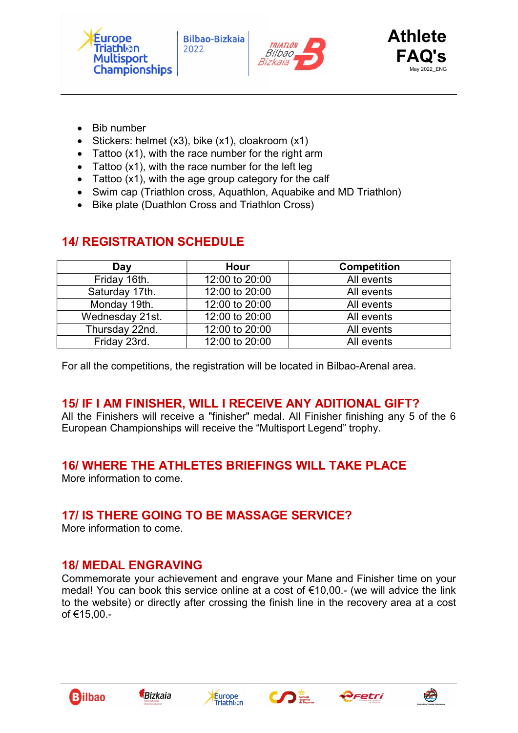- Bib number
- Stickers: helmet (x3), bike (x1), cloakroom (x1)
- Tattoo (x1), with the race number for the right arm
- Tattoo (x1), with the race number for the left leg
- Tattoo (x1), with the age group category for the calf
- Swim cap (Triathlon cross, Aquathlon, Aquabike and MD Triathlon)
- Bike plate (Duathlon Cross and Triathlon Cross)

## 14/ REGISTRATION SCHEDULE

| Day | Hour | Competition |
|---|---|---|
| Friday 16th. | 12:00 to 20:00 | All events |
| Saturday 17th. | 12:00 to 20:00 | All events |
| Monday 19th. | 12:00 to 20:00 | All events |
| Wednesday 21st. | 12:00 to 20:00 | All events |
| Thursday 22nd. | 12:00 to 20:00 | All events |
| Friday 23rd. | 12:00 to 20:00 | All events |

For all the competitions, the registration will be located in Bilbao-Arenal area.

## 15/ IF I AM FINISHER, WILL I RECEIVE ANY ADITIONAL GIFT?

All the Finishers will receive a "finisher" medal. All Finisher finishing any 5 of the 6 European Championships will receive the “Multisport Legend” trophy.

## 16/ WHERE THE ATHLETES BRIEFINGS WILL TAKE PLACE

More information to come.

## 17/ IS THERE GOING TO BE MASSAGE SERVICE?

More information to come.

## 18/ MEDAL ENGRAVING

Commemorate your achievement and engrave your Mane and Finisher time on your medal! You can book this service online at a cost of €10,00.- (we will advice the link to the website) or directly after crossing the finish line in the recovery area at a cost of €15,00.-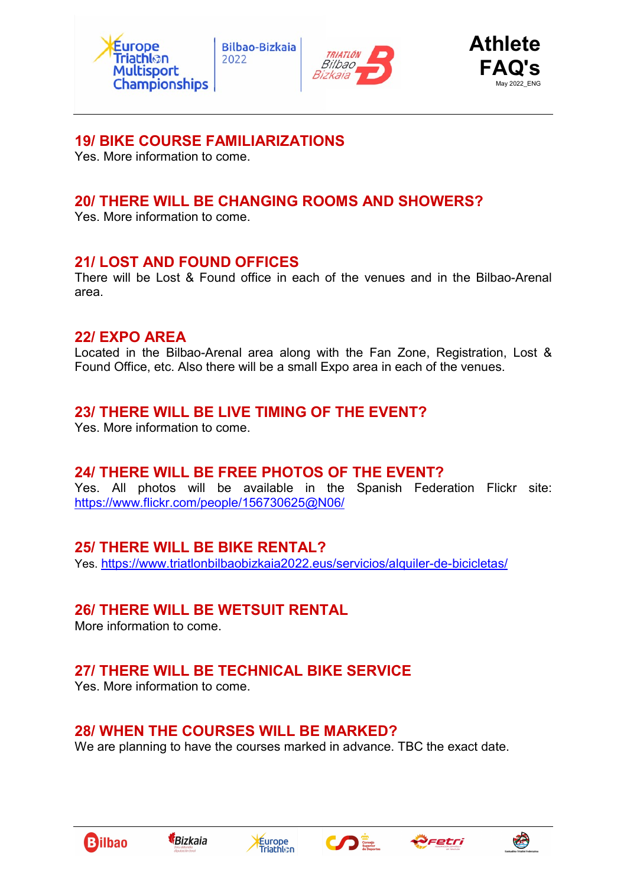## 19/ BIKE COURSE FAMILIARIZATIONS

Yes. More information to come.

## 20/ THERE WILL BE CHANGING ROOMS AND SHOWERS?

Yes. More information to come.

## 21/ LOST AND FOUND OFFICES

There will be Lost & Found office in each of the venues and in the Bilbao-Arenal area.

## 22/ EXPO AREA

Located in the Bilbao-Arenal area along with the Fan Zone, Registration, Lost & Found Office, etc. Also there will be a small Expo area in each of the venues.

## 23/ THERE WILL BE LIVE TIMING OF THE EVENT?

Yes. More information to come.

## 24/ THERE WILL BE FREE PHOTOS OF THE EVENT?

Yes. All photos will be available in the Spanish Federation Flickr site: https://www.flickr.com/people/156730625@N06/

## 25/ THERE WILL BE BIKE RENTAL?

Yes. https://www.triatlonbilbaobizkaia2022.eus/servicios/alquiler-de-bicicletas/

## 26/ THERE WILL BE WETSUIT RENTAL

More information to come.

## 27/ THERE WILL BE TECHNICAL BIKE SERVICE

Yes. More information to come.

## 28/ WHEN THE COURSES WILL BE MARKED?

We are planning to have the courses marked in advance. TBC the exact date.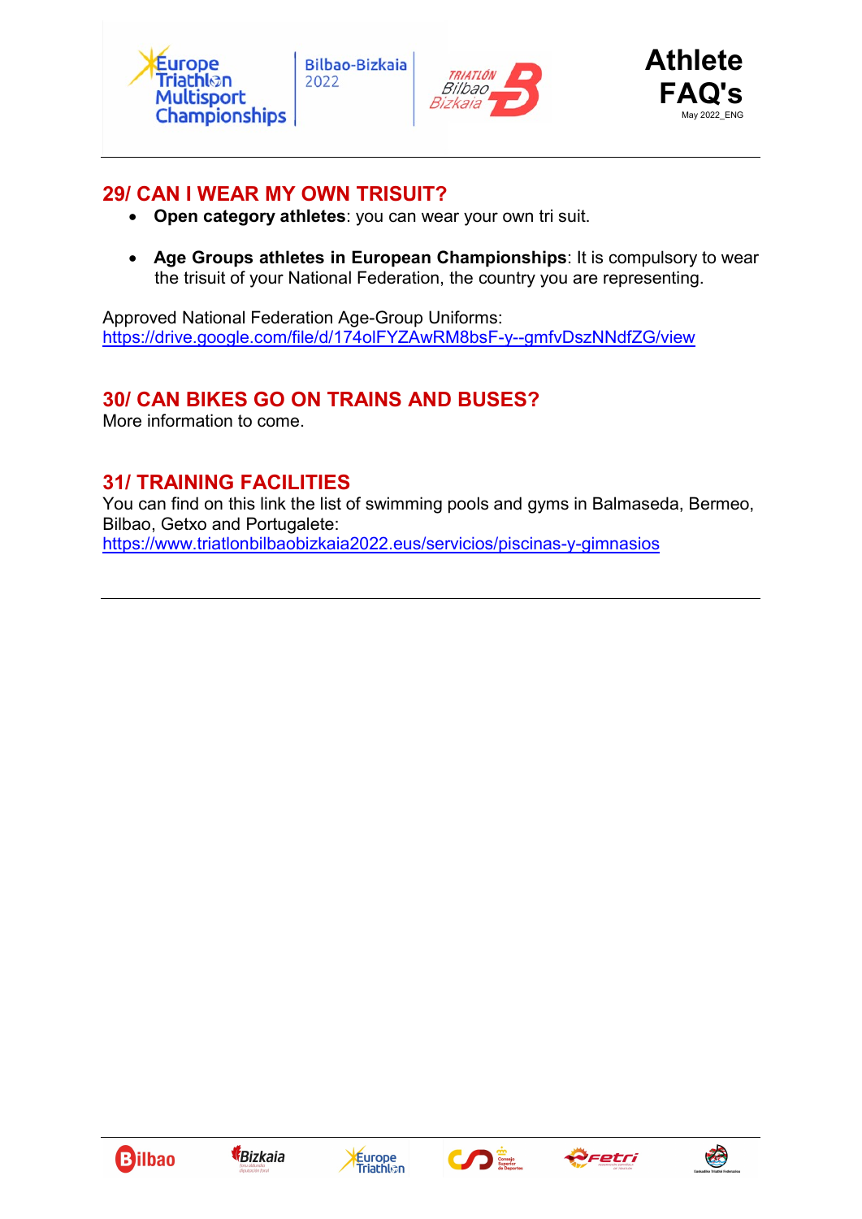## 29/ CAN I WEAR MY OWN TRISUIT?

- **Open category athletes**: you can wear your own tri suit.
- **Age Groups athletes in European Championships**: It is compulsory to wear the trisuit of your National Federation, the country you are representing.

Approved National Federation Age-Group Uniforms:
https://drive.google.com/file/d/174olFYZAwRM8bsF-y--gmfvDszNNdfZG/view

## 30/ CAN BIKES GO ON TRAINS AND BUSES?

More information to come.

## 31/ TRAINING FACILITIES

You can find on this link the list of swimming pools and gyms in Balmaseda, Bermeo, Bilbao, Getxo and Portugalete:
https://www.triatlonbilbaobizkaia2022.eus/servicios/piscinas-y-gimnasios